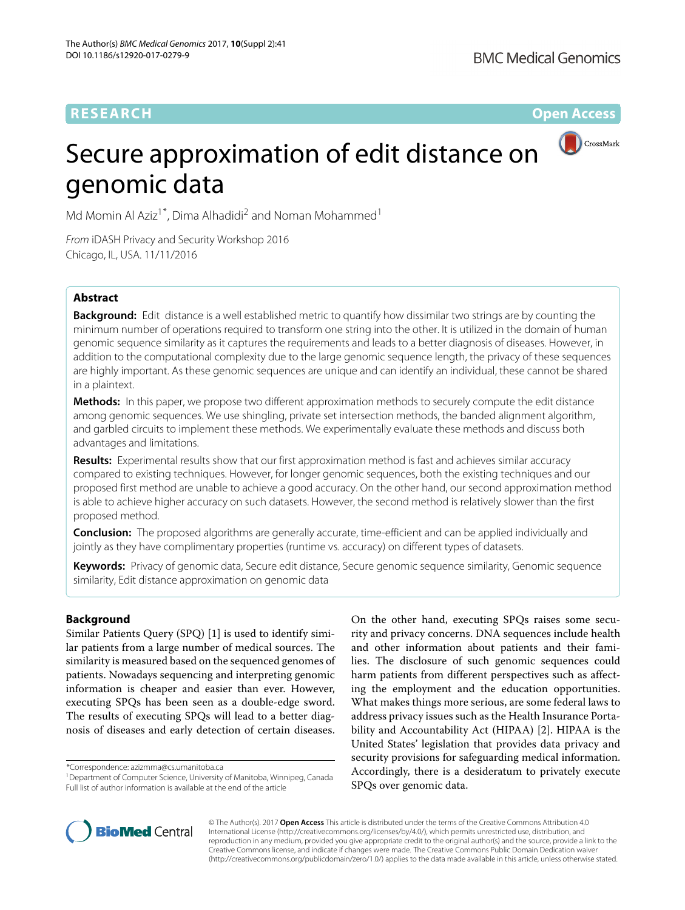RESEARCH

Open Access

# Secure approximation of edit distance on genomic data

Md Momin Al Aziz[1*], Dima Alhadidi[2] and Noman Mohammed[1]

*From* iDASH Privacy and Security Workshop 2016
Chicago, IL, USA. 11/11/2016

## Abstract

**Background:** Edit distance is a well established metric to quantify how dissimilar two strings are by counting the minimum number of operations required to transform one string into the other. It is utilized in the domain of human genomic sequence similarity as it captures the requirements and leads to a better diagnosis of diseases. However, in addition to the computational complexity due to the large genomic sequence length, the privacy of these sequences are highly important. As these genomic sequences are unique and can identify an individual, these cannot be shared in a plaintext.

**Methods:** In this paper, we propose two different approximation methods to securely compute the edit distance among genomic sequences. We use shingling, private set intersection methods, the banded alignment algorithm, and garbled circuits to implement these methods. We experimentally evaluate these methods and discuss both advantages and limitations.

**Results:** Experimental results show that our first approximation method is fast and achieves similar accuracy compared to existing techniques. However, for longer genomic sequences, both the existing techniques and our proposed first method are unable to achieve a good accuracy. On the other hand, our second approximation method is able to achieve higher accuracy on such datasets. However, the second method is relatively slower than the first proposed method.

**Conclusion:** The proposed algorithms are generally accurate, time-efficient and can be applied individually and jointly as they have complimentary properties (runtime vs. accuracy) on different types of datasets.

**Keywords:** Privacy of genomic data, Secure edit distance, Secure genomic sequence similarity, Genomic sequence similarity, Edit distance approximation on genomic data

## Background

Similar Patients Query (SPQ) [1] is used to identify similar patients from a large number of medical sources. The similarity is measured based on the sequenced genomes of patients. Nowadays sequencing and interpreting genomic information is cheaper and easier than ever. However, executing SPQs has been seen as a double-edge sword. The results of executing SPQs will lead to a better diagnosis of diseases and early detection of certain diseases. On the other hand, executing SPQs raises some security and privacy concerns. DNA sequences include health and other information about patients and their families. The disclosure of such genomic sequences could harm patients from different perspectives such as affecting the employment and the education opportunities. What makes things more serious, are some federal laws to address privacy issues such as the Health Insurance Portability and Accountability Act (HIPAA) [2]. HIPAA is the United States' legislation that provides data privacy and security provisions for safeguarding medical information. Accordingly, there is a desideratum to privately execute SPQs over genomic data.

*Correspondence: azizmma@cs.umanitoba.ca
[1]Department of Computer Science, University of Manitoba, Winnipeg, Canada
Full list of author information is available at the end of the article

© The Author(s). 2017 **Open Access** This article is distributed under the terms of the Creative Commons Attribution 4.0 International License (http://creativecommons.org/licenses/by/4.0/), which permits unrestricted use, distribution, and reproduction in any medium, provided you give appropriate credit to the original author(s) and the source, provide a link to the Creative Commons license, and indicate if changes were made. The Creative Commons Public Domain Dedication waiver (http://creativecommons.org/publicdomain/zero/1.0/) applies to the data made available in this article, unless otherwise stated.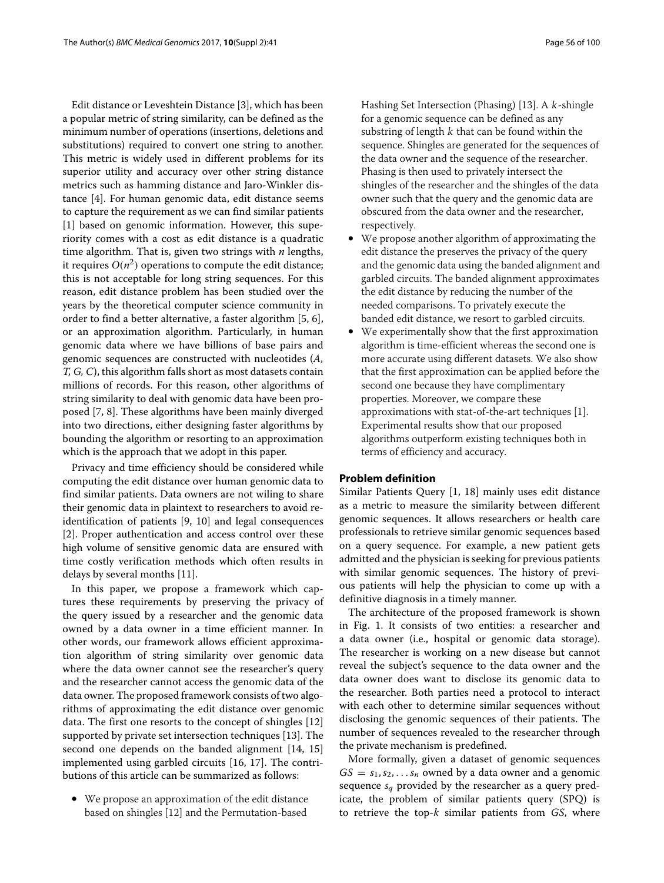Edit distance or Leveshtein Distance [3], which has been a popular metric of string similarity, can be defined as the minimum number of operations (insertions, deletions and substitutions) required to convert one string to another. This metric is widely used in different problems for its superior utility and accuracy over other string distance metrics such as hamming distance and Jaro-Winkler distance [4]. For human genomic data, edit distance seems to capture the requirement as we can find similar patients [1] based on genomic information. However, this superiority comes with a cost as edit distance is a quadratic time algorithm. That is, given two strings with $n$ lengths, it requires $O(n^2)$ operations to compute the edit distance; this is not acceptable for long string sequences. For this reason, edit distance problem has been studied over the years by the theoretical computer science community in order to find a better alternative, a faster algorithm [5, 6], or an approximation algorithm. Particularly, in human genomic data where we have billions of base pairs and genomic sequences are constructed with nucleotides (*A, T, G, C*), this algorithm falls short as most datasets contain millions of records. For this reason, other algorithms of string similarity to deal with genomic data have been proposed [7, 8]. These algorithms have been mainly diverged into two directions, either designing faster algorithms by bounding the algorithm or resorting to an approximation which is the approach that we adopt in this paper.

Privacy and time efficiency should be considered while computing the edit distance over human genomic data to find similar patients. Data owners are not wiling to share their genomic data in plaintext to researchers to avoid re-identification of patients [9, 10] and legal consequences [2]. Proper authentication and access control over these high volume of sensitive genomic data are ensured with time costly verification methods which often results in delays by several months [11].

In this paper, we propose a framework which captures these requirements by preserving the privacy of the query issued by a researcher and the genomic data owned by a data owner in a time efficient manner. In other words, our framework allows efficient approximation algorithm of string similarity over genomic data where the data owner cannot see the researcher's query and the researcher cannot access the genomic data of the data owner. The proposed framework consists of two algorithms of approximating the edit distance over genomic data. The first one resorts to the concept of shingles [12] supported by private set intersection techniques [13]. The second one depends on the banded alignment [14, 15] implemented using garbled circuits [16, 17]. The contributions of this article can be summarized as follows:

- We propose an approximation of the edit distance based on shingles [12] and the Permutation-based Hashing Set Intersection (Phasing) [13]. A $k$-shingle for a genomic sequence can be defined as any substring of length $k$ that can be found within the sequence. Shingles are generated for the sequences of the data owner and the sequence of the researcher. Phasing is then used to privately intersect the shingles of the researcher and the shingles of the data owner such that the query and the genomic data are obscured from the data owner and the researcher, respectively.
- We propose another algorithm of approximating the edit distance the preserves the privacy of the query and the genomic data using the banded alignment and garbled circuits. The banded alignment approximates the edit distance by reducing the number of the needed comparisons. To privately execute the banded edit distance, we resort to garbled circuits.
- We experimentally show that the first approximation algorithm is time-efficient whereas the second one is more accurate using different datasets. We also show that the first approximation can be applied before the second one because they have complimentary properties. Moreover, we compare these approximations with stat-of-the-art techniques [1]. Experimental results show that our proposed algorithms outperform existing techniques both in terms of efficiency and accuracy.

## Problem definition

Similar Patients Query [1, 18] mainly uses edit distance as a metric to measure the similarity between different genomic sequences. It allows researchers or health care professionals to retrieve similar genomic sequences based on a query sequence. For example, a new patient gets admitted and the physician is seeking for previous patients with similar genomic sequences. The history of previous patients will help the physician to come up with a definitive diagnosis in a timely manner.

The architecture of the proposed framework is shown in Fig. 1. It consists of two entities: a researcher and a data owner (i.e., hospital or genomic data storage). The researcher is working on a new disease but cannot reveal the subject's sequence to the data owner and the data owner does want to disclose its genomic data to the researcher. Both parties need a protocol to interact with each other to determine similar sequences without disclosing the genomic sequences of their patients. The number of sequences revealed to the researcher through the private mechanism is predefined.

More formally, given a dataset of genomic sequences $GS = s_1, s_2, \ldots s_n$ owned by a data owner and a genomic sequence $s_q$ provided by the researcher as a query predicate, the problem of similar patients query (SPQ) is to retrieve the top-$k$ similar patients from $GS$, where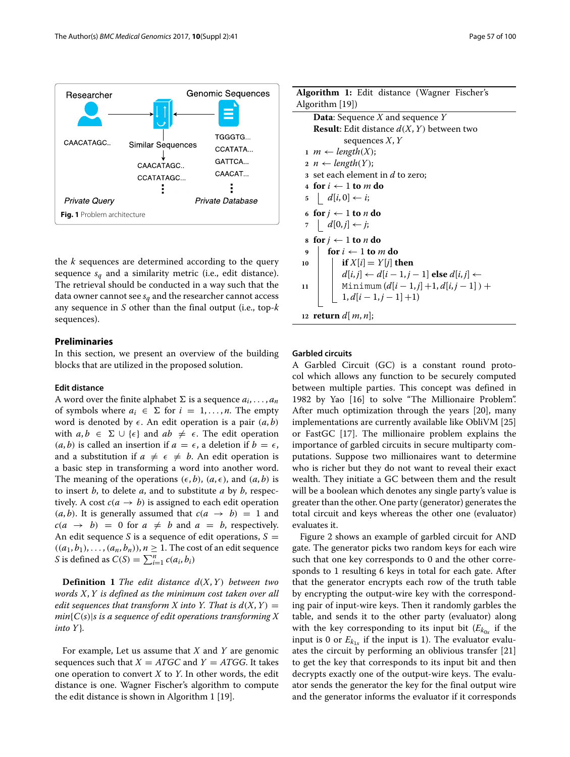Researcher

Genomic Sequences

CAACATAGC..

Similar Sequences

TGGGTG...

CCATATA...

GATTCA...

CAACAT...

CAACATAGC..

CCATATAGC...

Private Query

Private Database

**Fig. 1** Problem architecture

the $k$ sequences are determined according to the query sequence $s_q$ and a similarity metric (i.e., edit distance). The retrieval should be conducted in a way such that the data owner cannot see $s_q$ and the researcher cannot access any sequence in $S$ other than the final output (i.e., top-$k$ sequences).

## Preliminaries

In this section, we present an overview of the building blocks that are utilized in the proposed solution.

### Edit distance

A word over the finite alphabet $\Sigma$ is a sequence $a_i, \ldots, a_n$ of symbols where $a_i \in \Sigma$ for $i = 1, \ldots, n$. The empty word is denoted by $\epsilon$. An edit operation is a pair $(a, b)$ with $a, b \in \Sigma \cup \{\epsilon\}$ and $ab \neq \epsilon$. The edit operation $(a, b)$ is called an insertion if $a = \epsilon$, a deletion if $b = \epsilon$, and a substitution if $a \neq \epsilon \neq b$. An edit operation is a basic step in transforming a word into another word. The meaning of the operations $(\epsilon, b)$, $(a, \epsilon)$, and $(a, b)$ is to insert $b$, to delete $a$, and to substitute $a$ by $b$, respectively. A cost $c(a \rightarrow b)$ is assigned to each edit operation $(a, b)$. It is generally assumed that $c(a \rightarrow b) = 1$ and $c(a \rightarrow b) = 0$ for $a \neq b$ and $a = b$, respectively. An edit sequence $S$ is a sequence of edit operations, $S = ((a_1, b_1), \ldots, (a_n, b_n)), n \geq 1$. The cost of an edit sequence $S$ is defined as $C(S) = \sum_{i=1}^{n} c(a_i, b_i)$

**Definition 1** *The edit distance $d(X, Y)$ between two words $X, Y$ is defined as the minimum cost taken over all edit sequences that transform $X$ into $Y$. That is $d(X, Y) = min\{C(s)|s$ is a sequence of edit operations transforming $X$ into $Y\}$.*

For example, Let us assume that $X$ and $Y$ are genomic sequences such that $X = ATGC$ and $Y = ATGG$. It takes one operation to convert $X$ to $Y$. In other words, the edit distance is one. Wagner Fischer's algorithm to compute the edit distance is shown in Algorithm 1 [19].

**Algorithm 1:** Edit distance (Wagner Fischer's Algorithm [19])

**Data**: Sequence $X$ and sequence $Y$
**Result**: Edit distance $d(X, Y)$ between two sequences $X, Y$

```
1  m ← length(X);
2  n ← length(Y);
3  set each element in d to zero;
4  for i ← 1 to m do
5      d[i, 0] ← i;
6  for j ← 1 to n do
7      d[0, j] ← j;
8  for j ← 1 to n do
9      for i ← 1 to m do
10         if X[i] = Y[j] then
               d[i, j] ← d[i − 1, j − 1] else d[i, j] ←
11             Minimum (d[i − 1, j] + 1, d[i, j − 1] ) +
               1, d[i − 1, j − 1] + 1)
12 return d[m, n];
```

### Garbled circuits

A Garbled Circuit (GC) is a constant round protocol which allows any function to be securely computed between multiple parties. This concept was defined in 1982 by Yao [16] to solve "The Millionaire Problem". After much optimization through the years [20], many implementations are currently available like ObliVM [25] or FastGC [17]. The millionaire problem explains the importance of garbled circuits in secure multiparty computations. Suppose two millionaires want to determine who is richer but they do not want to reveal their exact wealth. They initiate a GC between them and the result will be a boolean which denotes any single party's value is greater than the other. One party (generator) generates the total circuit and keys whereas the other one (evaluator) evaluates it.

Figure 2 shows an example of garbled circuit for AND gate. The generator picks two random keys for each wire such that one key corresponds to 0 and the other corresponds to 1 resulting 6 keys in total for each gate. After that the generator encrypts each row of the truth table by encrypting the output-wire key with the corresponding pair of input-wire keys. Then it randomly garbles the table, and sends it to the other party (evaluator) along with the key corresponding to its input bit ($E_{k_{0x}}$ if the input is 0 or $E_{k_{1x}}$ if the input is 1). The evaluator evaluates the circuit by performing an oblivious transfer [21] to get the key that corresponds to its input bit and then decrypts exactly one of the output-wire keys. The evaluator sends the generator the key for the final output wire and the generator informs the evaluator if it corresponds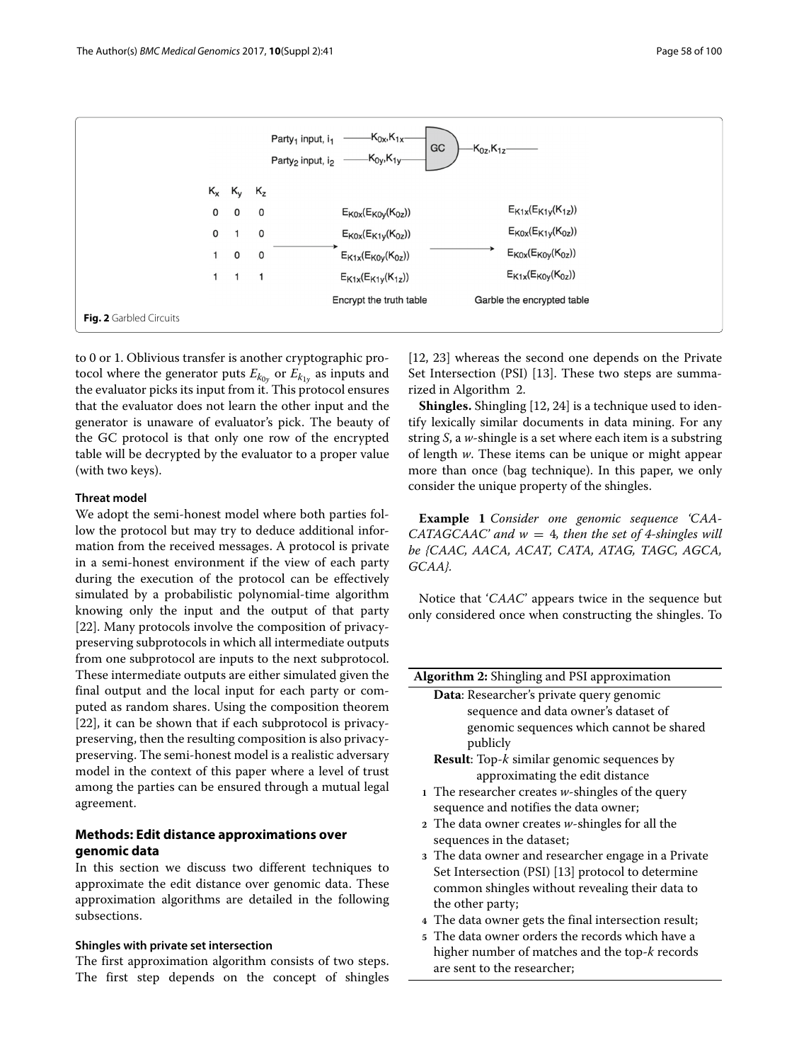Party$_1$ input, $i_1$ — $K_{0x}, K_{1x}$

Party$_2$ input, $i_2$ — $K_{0y}, K_{1y}$

GC — $K_{0z}, K_{1z}$

| $K_x$ | $K_y$ | $K_z$ | Encrypt the truth table | Garble the encrypted table |
|---|---|---|---|---|
| 0 | 0 | 0 | $E_{K0x}(E_{K0y}(K_{0z}))$ | $E_{K1x}(E_{K1y}(K_{1z}))$ |
| 0 | 1 | 0 | $E_{K0x}(E_{K1y}(K_{0z}))$ | $E_{K0x}(E_{K1y}(K_{0z}))$ |
| 1 | 0 | 0 | $E_{K1x}(E_{K0y}(K_{0z}))$ | $E_{K0x}(E_{K0y}(K_{0z}))$ |
| 1 | 1 | 1 | $E_{K1x}(E_{K1y}(K_{1z}))$ | $E_{K1x}(E_{K0y}(K_{0z}))$ |

**Fig. 2** Garbled Circuits

to 0 or 1. Oblivious transfer is another cryptographic protocol where the generator puts $E_{k_{0y}}$ or $E_{k_{1y}}$ as inputs and the evaluator picks its input from it. This protocol ensures that the evaluator does not learn the other input and the generator is unaware of evaluator's pick. The beauty of the GC protocol is that only one row of the encrypted table will be decrypted by the evaluator to a proper value (with two keys).

#### Threat model

We adopt the semi-honest model where both parties follow the protocol but may try to deduce additional information from the received messages. A protocol is private in a semi-honest environment if the view of each party during the execution of the protocol can be effectively simulated by a probabilistic polynomial-time algorithm knowing only the input and the output of that party [22]. Many protocols involve the composition of privacy-preserving subprotocols in which all intermediate outputs from one subprotocol are inputs to the next subprotocol. These intermediate outputs are either simulated given the final output and the local input for each party or computed as random shares. Using the composition theorem [22], it can be shown that if each subprotocol is privacy-preserving, then the resulting composition is also privacy-preserving. The semi-honest model is a realistic adversary model in the context of this paper where a level of trust among the parties can be ensured through a mutual legal agreement.

## Methods: Edit distance approximations over genomic data

In this section we discuss two different techniques to approximate the edit distance over genomic data. These approximation algorithms are detailed in the following subsections.

#### Shingles with private set intersection

The first approximation algorithm consists of two steps. The first step depends on the concept of shingles [12, 23] whereas the second one depends on the Private Set Intersection (PSI) [13]. These two steps are summarized in Algorithm 2.

**Shingles.** Shingling [12, 24] is a technique used to identify lexically similar documents in data mining. For any string $S$, a $w$-shingle is a set where each item is a substring of length $w$. These items can be unique or might appear more than once (bag technique). In this paper, we only consider the unique property of the shingles.

**Example 1** *Consider one genomic sequence 'CAACATAGCAAC' and $w = 4$, then the set of 4-shingles will be {CAAC, AACA, ACAT, CATA, ATAG, TAGC, AGCA, GCAA}.*

Notice that '*CAAC*' appears twice in the sequence but only considered once when constructing the shingles. To

---

**Algorithm 2:** Shingling and PSI approximation

**Data**: Researcher's private query genomic sequence and data owner's dataset of genomic sequences which cannot be shared publicly

**Result**: Top-$k$ similar genomic sequences by approximating the edit distance

1. The researcher creates $w$-shingles of the query sequence and notifies the data owner;
2. The data owner creates $w$-shingles for all the sequences in the dataset;
3. The data owner and researcher engage in a Private Set Intersection (PSI) [13] protocol to determine common shingles without revealing their data to the other party;
4. The data owner gets the final intersection result;
5. The data owner orders the records which have a higher number of matches and the top-$k$ records are sent to the researcher;

---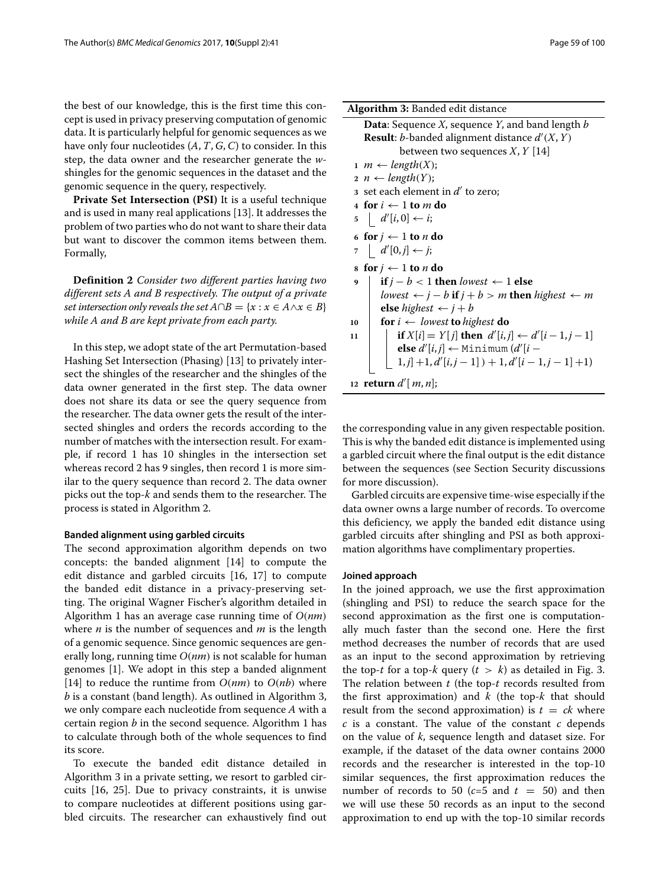the best of our knowledge, this is the first time this concept is used in privacy preserving computation of genomic data. It is particularly helpful for genomic sequences as we have only four nucleotides ($A, T, G, C$) to consider. In this step, the data owner and the researcher generate the $w$-shingles for the genomic sequences in the dataset and the genomic sequence in the query, respectively.

**Private Set Intersection (PSI)** It is a useful technique and is used in many real applications [13]. It addresses the problem of two parties who do not want to share their data but want to discover the common items between them. Formally,

**Definition 2** *Consider two different parties having two different sets A and B respectively. The output of a private set intersection only reveals the set* $A \cap B = \{x : x \in A \wedge x \in B\}$ *while A and B are kept private from each party.*

In this step, we adopt state of the art Permutation-based Hashing Set Intersection (Phasing) [13] to privately intersect the shingles of the researcher and the shingles of the data owner generated in the first step. The data owner does not share its data or see the query sequence from the researcher. The data owner gets the result of the intersected shingles and orders the records according to the number of matches with the intersection result. For example, if record 1 has 10 shingles in the intersection set whereas record 2 has 9 singles, then record 1 is more similar to the query sequence than record 2. The data owner picks out the top-$k$ and sends them to the researcher. The process is stated in Algorithm 2.

#### Banded alignment using garbled circuits

The second approximation algorithm depends on two concepts: the banded alignment [14] to compute the edit distance and garbled circuits [16, 17] to compute the banded edit distance in a privacy-preserving setting. The original Wagner Fischer's algorithm detailed in Algorithm 1 has an average case running time of $O(nm)$ where $n$ is the number of sequences and $m$ is the length of a genomic sequence. Since genomic sequences are generally long, running time $O(nm)$ is not scalable for human genomes [1]. We adopt in this step a banded alignment [14] to reduce the runtime from $O(nm)$ to $O(nb)$ where $b$ is a constant (band length). As outlined in Algorithm 3, we only compare each nucleotide from sequence $A$ with a certain region $b$ in the second sequence. Algorithm 1 has to calculate through both of the whole sequences to find its score.

To execute the banded edit distance detailed in Algorithm 3 in a private setting, we resort to garbled circuits [16, 25]. Due to privacy constraints, it is unwise to compare nucleotides at different positions using garbled circuits. The researcher can exhaustively find out

**Algorithm 3:** Banded edit distance

```
Data: Sequence X, sequence Y, and band length b
Result: b-banded alignment distance d'(X, Y)
        between two sequences X, Y [14]
1  m ← length(X);
2  n ← length(Y);
3  set each element in d' to zero;
4  for i ← 1 to m do
5      d'[i, 0] ← i;
6  for j ← 1 to n do
7      d'[0, j] ← j;
8  for j ← 1 to n do
9      if j − b < 1 then lowest ← 1 else
       lowest ← j − b if j + b > m then highest ← m
       else highest ← j + b
10     for i ← lowest to highest do
11         if X[i] = Y[j] then d'[i, j] ← d'[i − 1, j − 1]
           else d'[i, j] ← Minimum (d'[i −
           1, j] + 1, d'[i, j − 1] ) + 1, d'[i − 1, j − 1] + 1)
12 return d'[ m, n];
```

the corresponding value in any given respectable position. This is why the banded edit distance is implemented using a garbled circuit where the final output is the edit distance between the sequences (see Section Security discussions for more discussion).

Garbled circuits are expensive time-wise especially if the data owner owns a large number of records. To overcome this deficiency, we apply the banded edit distance using garbled circuits after shingling and PSI as both approximation algorithms have complimentary properties.

#### Joined approach

In the joined approach, we use the first approximation (shingling and PSI) to reduce the search space for the second approximation as the first one is computationally much faster than the second one. Here the first method decreases the number of records that are used as an input to the second approximation by retrieving the top-$t$ for a top-$k$ query ($t > k$) as detailed in Fig. 3. The relation between $t$ (the top-$t$ records resulted from the first approximation) and $k$ (the top-$k$ that should result from the second approximation) is $t = ck$ where $c$ is a constant. The value of the constant $c$ depends on the value of $k$, sequence length and dataset size. For example, if the dataset of the data owner contains 2000 records and the researcher is interested in the top-10 similar sequences, the first approximation reduces the number of records to 50 ($c$=5 and $t = 50$) and then we will use these 50 records as an input to the second approximation to end up with the top-10 similar records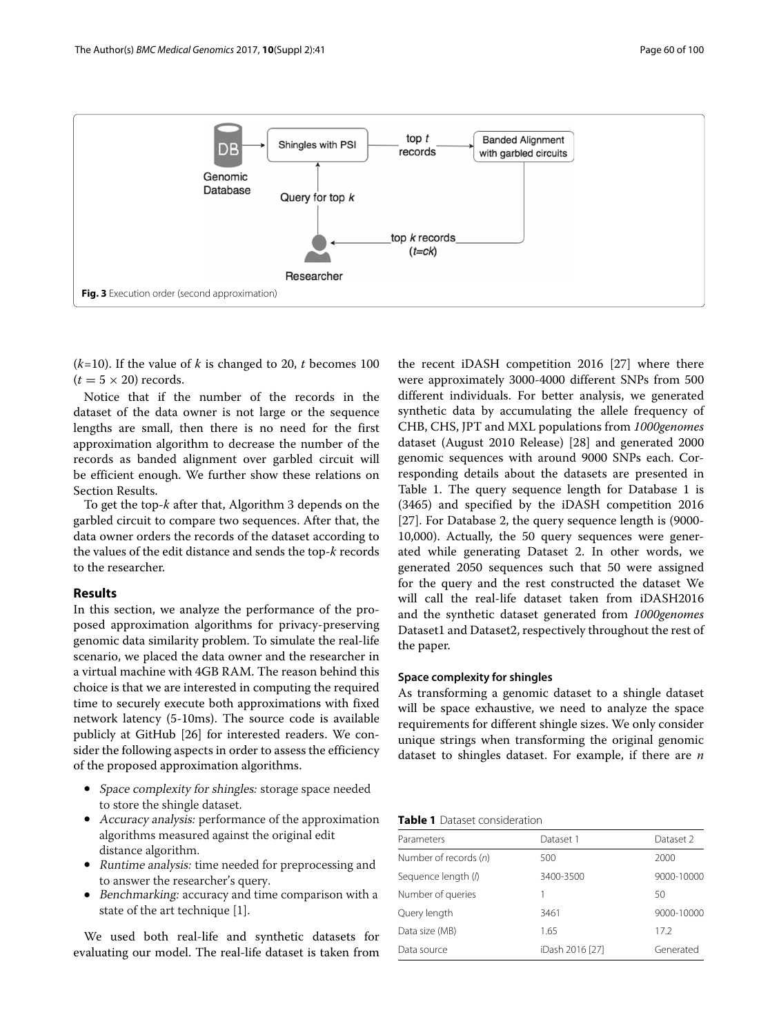Fig. 3 Execution order (second approximation)

($k$=10). If the value of $k$ is changed to 20, $t$ becomes 100 ($t = 5 \times 20$) records.

Notice that if the number of the records in the dataset of the data owner is not large or the sequence lengths are small, then there is no need for the first approximation algorithm to decrease the number of the records as banded alignment over garbled circuit will be efficient enough. We further show these relations on Section Results.

To get the top-$k$ after that, Algorithm 3 depends on the garbled circuit to compare two sequences. After that, the data owner orders the records of the dataset according to the values of the edit distance and sends the top-$k$ records to the researcher.

## Results

In this section, we analyze the performance of the proposed approximation algorithms for privacy-preserving genomic data similarity problem. To simulate the real-life scenario, we placed the data owner and the researcher in a virtual machine with 4GB RAM. The reason behind this choice is that we are interested in computing the required time to securely execute both approximations with fixed network latency (5-10ms). The source code is available publicly at GitHub [26] for interested readers. We consider the following aspects in order to assess the efficiency of the proposed approximation algorithms.

- *Space complexity for shingles:* storage space needed to store the shingle dataset.
- *Accuracy analysis:* performance of the approximation algorithms measured against the original edit distance algorithm.
- *Runtime analysis:* time needed for preprocessing and to answer the researcher's query.
- *Benchmarking:* accuracy and time comparison with a state of the art technique [1].

We used both real-life and synthetic datasets for evaluating our model. The real-life dataset is taken from the recent iDASH competition 2016 [27] where there were approximately 3000-4000 different SNPs from 500 different individuals. For better analysis, we generated synthetic data by accumulating the allele frequency of CHB, CHS, JPT and MXL populations from *1000genomes* dataset (August 2010 Release) [28] and generated 2000 genomic sequences with around 9000 SNPs each. Corresponding details about the datasets are presented in Table 1. The query sequence length for Database 1 is (3465) and specified by the iDASH competition 2016 [27]. For Database 2, the query sequence length is (9000-10,000). Actually, the 50 query sequences were generated while generating Dataset 2. In other words, we generated 2050 sequences such that 50 were assigned for the query and the rest constructed the dataset We will call the real-life dataset taken from iDASH2016 and the synthetic dataset generated from *1000genomes* Dataset1 and Dataset2, respectively throughout the rest of the paper.

### Space complexity for shingles

As transforming a genomic dataset to a shingle dataset will be space exhaustive, we need to analyze the space requirements for different shingle sizes. We only consider unique strings when transforming the original genomic dataset to shingles dataset. For example, if there are $n$

**Table 1** Dataset consideration

| Parameters | Dataset 1 | Dataset 2 |
|---|---|---|
| Number of records ($n$) | 500 | 2000 |
| Sequence length ($l$) | 3400-3500 | 9000-10000 |
| Number of queries | 1 | 50 |
| Query length | 3461 | 9000-10000 |
| Data size (MB) | 1.65 | 17.2 |
| Data source | iDash 2016 [27] | Generated |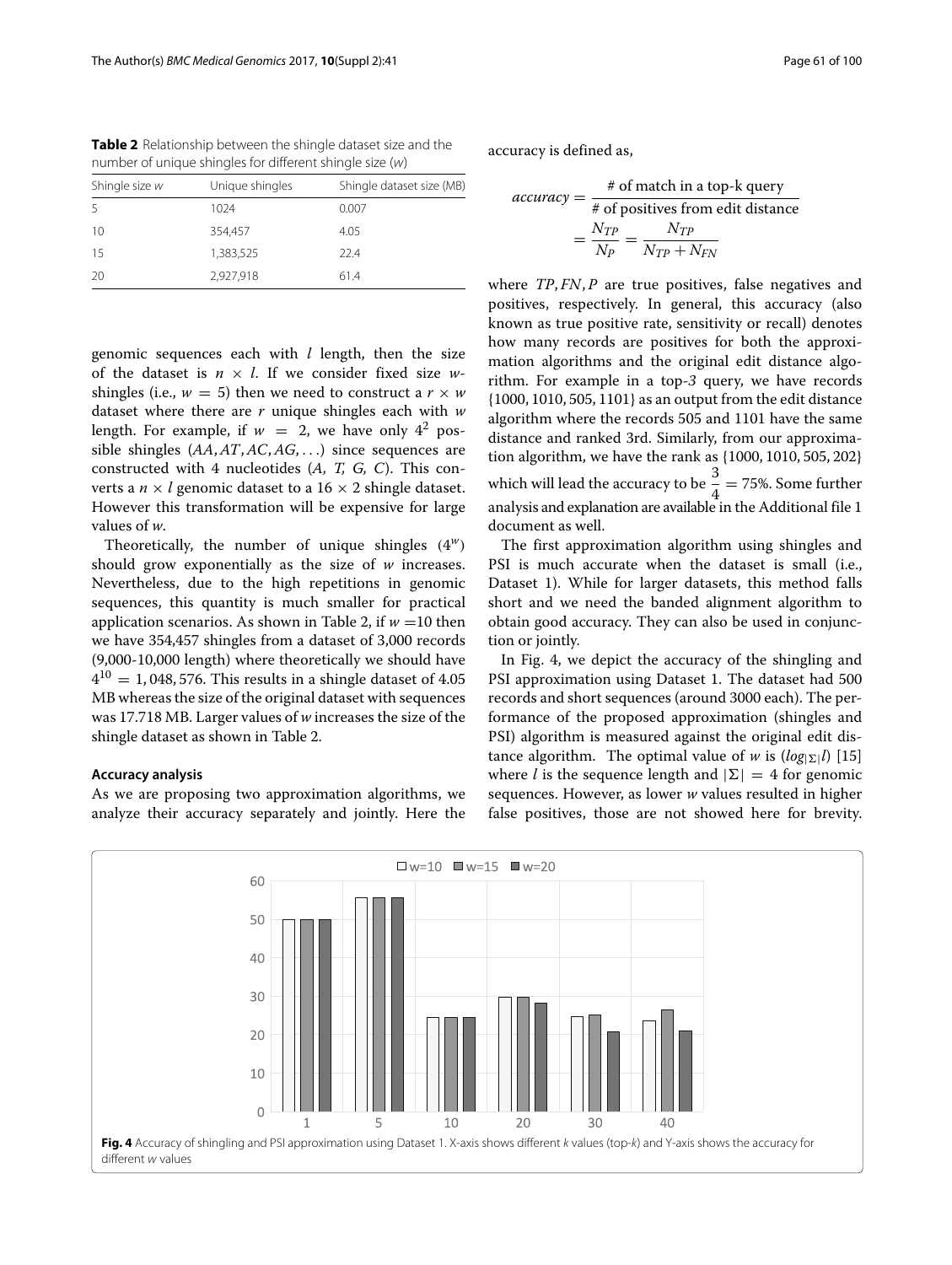**Table 2** Relationship between the shingle dataset size and the number of unique shingles for different shingle size ($w$)

| Shingle size $w$ | Unique shingles | Shingle dataset size (MB) |
|---|---|---|
| 5 | 1024 | 0.007 |
| 10 | 354,457 | 4.05 |
| 15 | 1,383,525 | 22.4 |
| 20 | 2,927,918 | 61.4 |

genomic sequences each with $l$ length, then the size of the dataset is $n \times l$. If we consider fixed size $w$-shingles (i.e., $w = 5$) then we need to construct a $r \times w$ dataset where there are $r$ unique shingles each with $w$ length. For example, if $w = 2$, we have only $4^2$ possible shingles ($AA, AT, AC, AG, \ldots$) since sequences are constructed with 4 nucleotides ($A$, $T$, $G$, $C$). This converts a $n \times l$ genomic dataset to a $16 \times 2$ shingle dataset. However this transformation will be expensive for large values of $w$.

Theoretically, the number of unique shingles ($4^w$) should grow exponentially as the size of $w$ increases. Nevertheless, due to the high repetitions in genomic sequences, this quantity is much smaller for practical application scenarios. As shown in Table 2, if $w = 10$ then we have 354,457 shingles from a dataset of 3,000 records (9,000-10,000 length) where theoretically we should have $4^{10} = 1,048,576$. This results in a shingle dataset of 4.05 MB whereas the size of the original dataset with sequences was 17.718 MB. Larger values of $w$ increases the size of the shingle dataset as shown in Table 2.

#### Accuracy analysis

As we are proposing two approximation algorithms, we analyze their accuracy separately and jointly. Here the accuracy is defined as,

$$accuracy = \frac{\text{\# of match in a top-k query}}{\text{\# of positives from edit distance}} = \frac{N_{TP}}{N_P} = \frac{N_{TP}}{N_{TP} + N_{FN}}$$

where $TP, FN, P$ are true positives, false negatives and positives, respectively. In general, this accuracy (also known as true positive rate, sensitivity or recall) denotes how many records are positives for both the approximation algorithms and the original edit distance algorithm. For example in a top-*3* query, we have records {1000, 1010, 505, 1101} as an output from the edit distance algorithm where the records 505 and 1101 have the same distance and ranked 3rd. Similarly, from our approximation algorithm, we have the rank as {1000, 1010, 505, 202} which will lead the accuracy to be $\frac{3}{4} = 75\%$. Some further analysis and explanation are available in the Additional file 1 document as well.

The first approximation algorithm using shingles and PSI is much accurate when the dataset is small (i.e., Dataset 1). While for larger datasets, this method falls short and we need the banded alignment algorithm to obtain good accuracy. They can also be used in conjunction or jointly.

In Fig. 4, we depict the accuracy of the shingling and PSI approximation using Dataset 1. The dataset had 500 records and short sequences (around 3000 each). The performance of the proposed approximation (shingles and PSI) algorithm is measured against the original edit distance algorithm. The optimal value of $w$ is ($log_{|\Sigma|} l$) [15] where $l$ is the sequence length and $|\Sigma| = 4$ for genomic sequences. However, as lower $w$ values resulted in higher false positives, those are not showed here for brevity.

w=10 w=15 w=20

60
50
40
30
20
10
0

1 5 10 20 30 40

**Fig. 4** Accuracy of shingling and PSI approximation using Dataset 1. X-axis shows different $k$ values (top-$k$) and Y-axis shows the accuracy for different $w$ values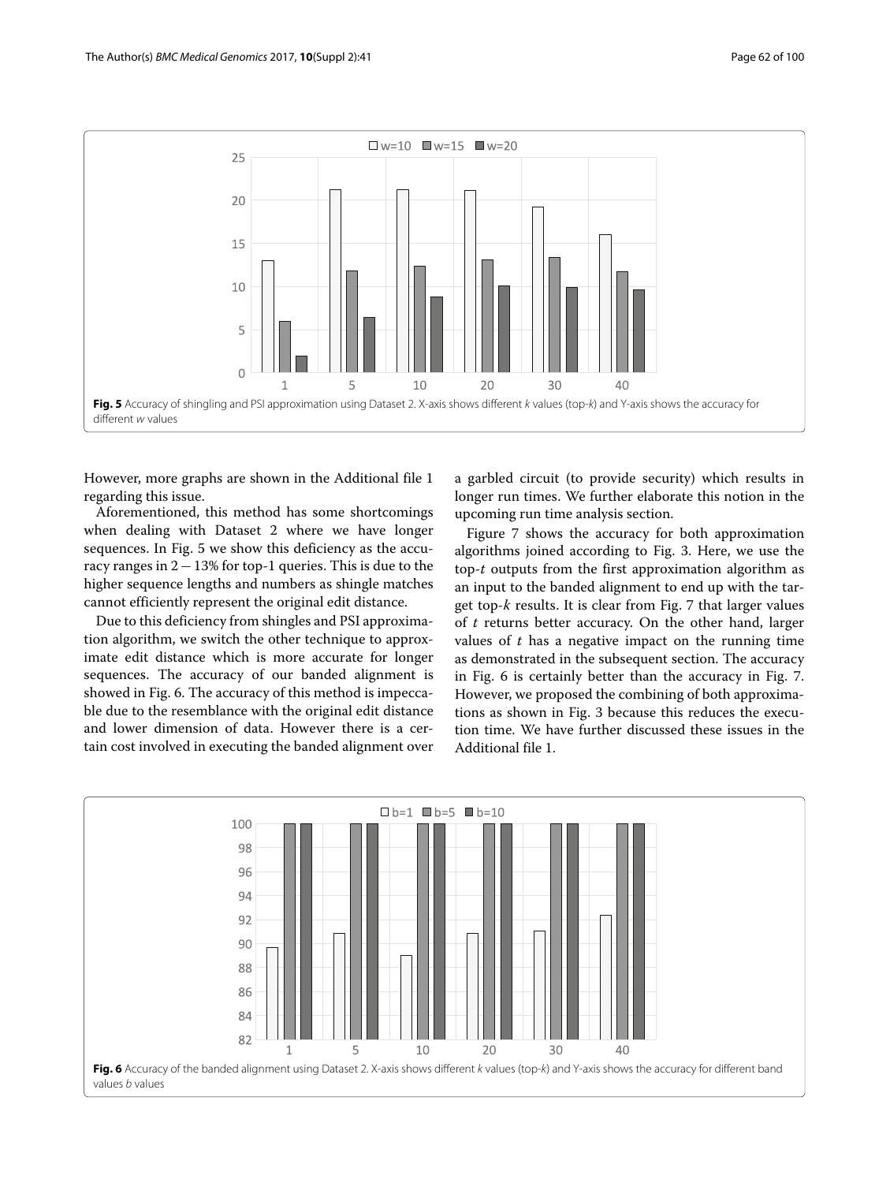□ w=10 ■ w=15 ■ w=20

25
20
15
10
5
0

1 5 10 20 30 40

**Fig. 5** Accuracy of shingling and PSI approximation using Dataset 2. X-axis shows different *k* values (top-*k*) and Y-axis shows the accuracy for different *w* values

However, more graphs are shown in the Additional file 1 regarding this issue.

Aforementioned, this method has some shortcomings when dealing with Dataset 2 where we have longer sequences. In Fig. 5 we show this deficiency as the accuracy ranges in $2-13\%$ for top-1 queries. This is due to the higher sequence lengths and numbers as shingle matches cannot efficiently represent the original edit distance.

Due to this deficiency from shingles and PSI approximation algorithm, we switch the other technique to approximate edit distance which is more accurate for longer sequences. The accuracy of our banded alignment is showed in Fig. 6. The accuracy of this method is impeccable due to the resemblance with the original edit distance and lower dimension of data. However there is a certain cost involved in executing the banded alignment over a garbled circuit (to provide security) which results in longer run times. We further elaborate this notion in the upcoming run time analysis section.

Figure 7 shows the accuracy for both approximation algorithms joined according to Fig. 3. Here, we use the top-$t$ outputs from the first approximation algorithm as an input to the banded alignment to end up with the target top-$k$ results. It is clear from Fig. 7 that larger values of $t$ returns better accuracy. On the other hand, larger values of $t$ has a negative impact on the running time as demonstrated in the subsequent section. The accuracy in Fig. 6 is certainly better than the accuracy in Fig. 7. However, we proposed the combining of both approximations as shown in Fig. 3 because this reduces the execution time. We have further discussed these issues in the Additional file 1.

□ b=1 ■ b=5 ■ b=10

100
98
96
94
92
90
88
86
84
82

1 5 10 20 30 40

**Fig. 6** Accuracy of the banded alignment using Dataset 2. X-axis shows different *k* values (top-*k*) and Y-axis shows the accuracy for different band values *b* values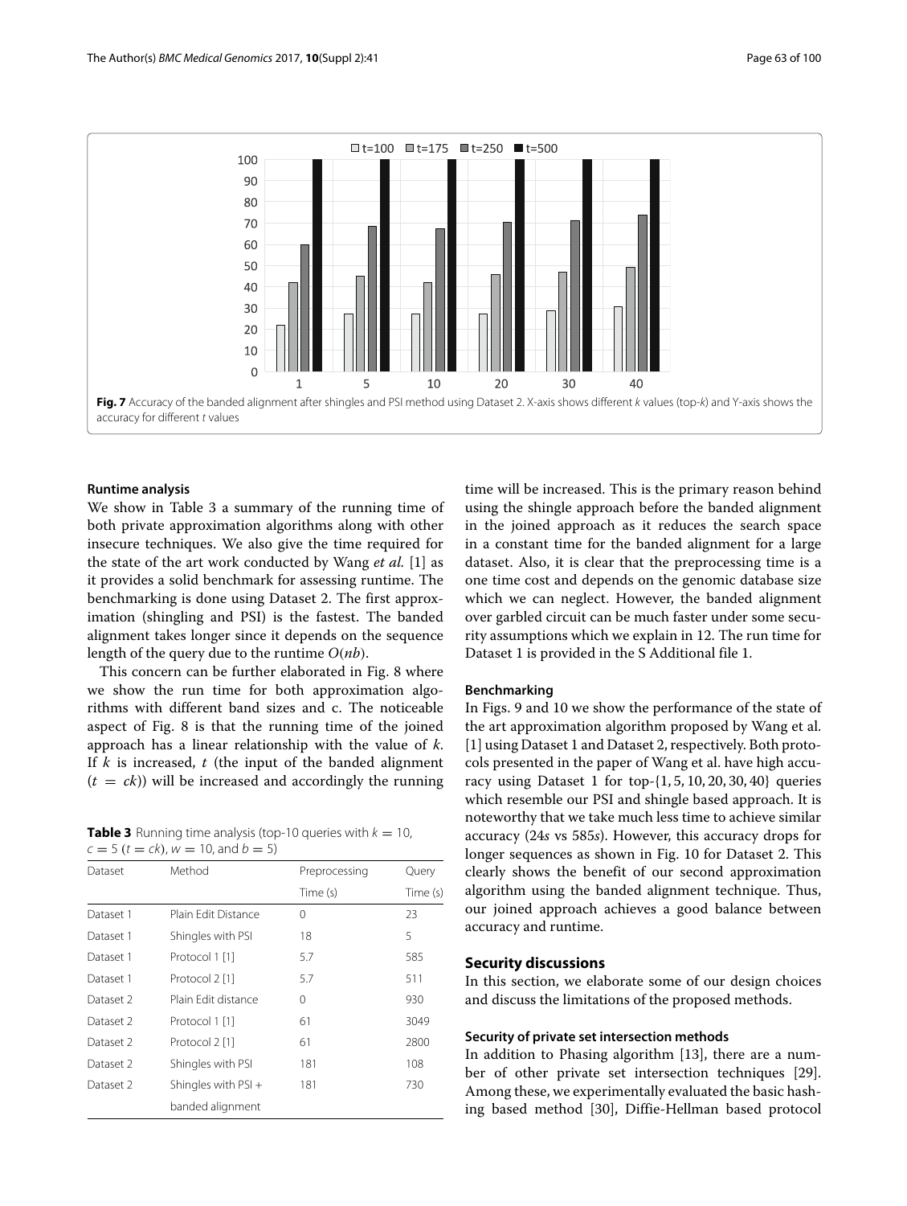**Fig. 7** Accuracy of the banded alignment after shingles and PSI method using Dataset 2. X-axis shows different $k$ values (top-$k$) and Y-axis shows the accuracy for different $t$ values

#### Runtime analysis

We show in Table 3 a summary of the running time of both private approximation algorithms along with other insecure techniques. We also give the time required for the state of the art work conducted by Wang *et al.* [1] as it provides a solid benchmark for assessing runtime. The benchmarking is done using Dataset 2. The first approximation (shingling and PSI) is the fastest. The banded alignment takes longer since it depends on the sequence length of the query due to the runtime $O(nb)$.

This concern can be further elaborated in Fig. 8 where we show the run time for both approximation algorithms with different band sizes and c. The noticeable aspect of Fig. 8 is that the running time of the joined approach has a linear relationship with the value of $k$. If $k$ is increased, $t$ (the input of the banded alignment ($t = ck$)) will be increased and accordingly the running time will be increased. This is the primary reason behind using the shingle approach before the banded alignment in the joined approach as it reduces the search space in a constant time for the banded alignment for a large dataset. Also, it is clear that the preprocessing time is a one time cost and depends on the genomic database size which we can neglect. However, the banded alignment over garbled circuit can be much faster under some security assumptions which we explain in 12. The run time for Dataset 1 is provided in the S Additional file 1.

**Table 3** Running time analysis (top-10 queries with $k = 10$, $c = 5$ ($t = ck$), $w = 10$, and $b = 5$)

| Dataset | Method | Preprocessing Time (s) | Query Time (s) |
|---|---|---|---|
| Dataset 1 | Plain Edit Distance | 0 | 23 |
| Dataset 1 | Shingles with PSI | 18 | 5 |
| Dataset 1 | Protocol 1 [1] | 5.7 | 585 |
| Dataset 1 | Protocol 2 [1] | 5.7 | 511 |
| Dataset 2 | Plain Edit distance | 0 | 930 |
| Dataset 2 | Protocol 1 [1] | 61 | 3049 |
| Dataset 2 | Protocol 2 [1] | 61 | 2800 |
| Dataset 2 | Shingles with PSI | 181 | 108 |
| Dataset 2 | Shingles with PSI + banded alignment | 181 | 730 |

#### Benchmarking

In Figs. 9 and 10 we show the performance of the state of the art approximation algorithm proposed by Wang et al. [1] using Dataset 1 and Dataset 2, respectively. Both protocols presented in the paper of Wang et al. have high accuracy using Dataset 1 for top-$\{1, 5, 10, 20, 30, 40\}$ queries which resemble our PSI and shingle based approach. It is noteworthy that we take much less time to achieve similar accuracy (24*s* vs 585*s*). However, this accuracy drops for longer sequences as shown in Fig. 10 for Dataset 2. This clearly shows the benefit of our second approximation algorithm using the banded alignment technique. Thus, our joined approach achieves a good balance between accuracy and runtime.

## Security discussions

In this section, we elaborate some of our design choices and discuss the limitations of the proposed methods.

#### Security of private set intersection methods

In addition to Phasing algorithm [13], there are a number of other private set intersection techniques [29]. Among these, we experimentally evaluated the basic hashing based method [30], Diffie-Hellman based protocol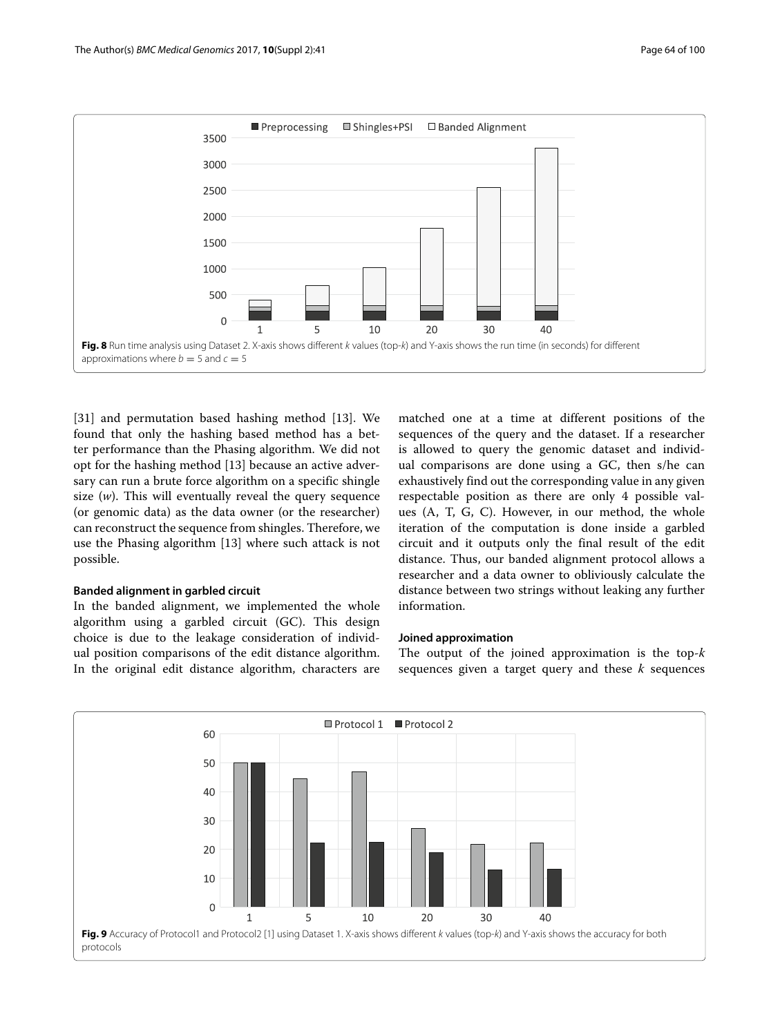Preprocessing
Shingles+PSI
Banded Alignment

3500
3000
2500
2000
1500
1000
500
0

1
5
10
20
30
40

**Fig. 8** Run time analysis using Dataset 2. X-axis shows different *k* values (top-*k*) and Y-axis shows the run time (in seconds) for different approximations where $b = 5$ and $c = 5$

[31] and permutation based hashing method [13]. We found that only the hashing based method has a better performance than the Phasing algorithm. We did not opt for the hashing method [13] because an active adversary can run a brute force algorithm on a specific shingle size ($w$). This will eventually reveal the query sequence (or genomic data) as the data owner (or the researcher) can reconstruct the sequence from shingles. Therefore, we use the Phasing algorithm [13] where such attack is not possible.

#### Banded alignment in garbled circuit

In the banded alignment, we implemented the whole algorithm using a garbled circuit (GC). This design choice is due to the leakage consideration of individual position comparisons of the edit distance algorithm. In the original edit distance algorithm, characters are matched one at a time at different positions of the sequences of the query and the dataset. If a researcher is allowed to query the genomic dataset and individual comparisons are done using a GC, then s/he can exhaustively find out the corresponding value in any given respectable position as there are only 4 possible values (A, T, G, C). However, in our method, the whole iteration of the computation is done inside a garbled circuit and it outputs only the final result of the edit distance. Thus, our banded alignment protocol allows a researcher and a data owner to obliviously calculate the distance between two strings without leaking any further information.

#### Joined approximation

The output of the joined approximation is the top-$k$ sequences given a target query and these $k$ sequences

Protocol 1
Protocol 2

60
50
40
30
20
10
0

1
5
10
20
30
40

**Fig. 9** Accuracy of Protocol1 and Protocol2 [1] using Dataset 1. X-axis shows different *k* values (top-*k*) and Y-axis shows the accuracy for both protocols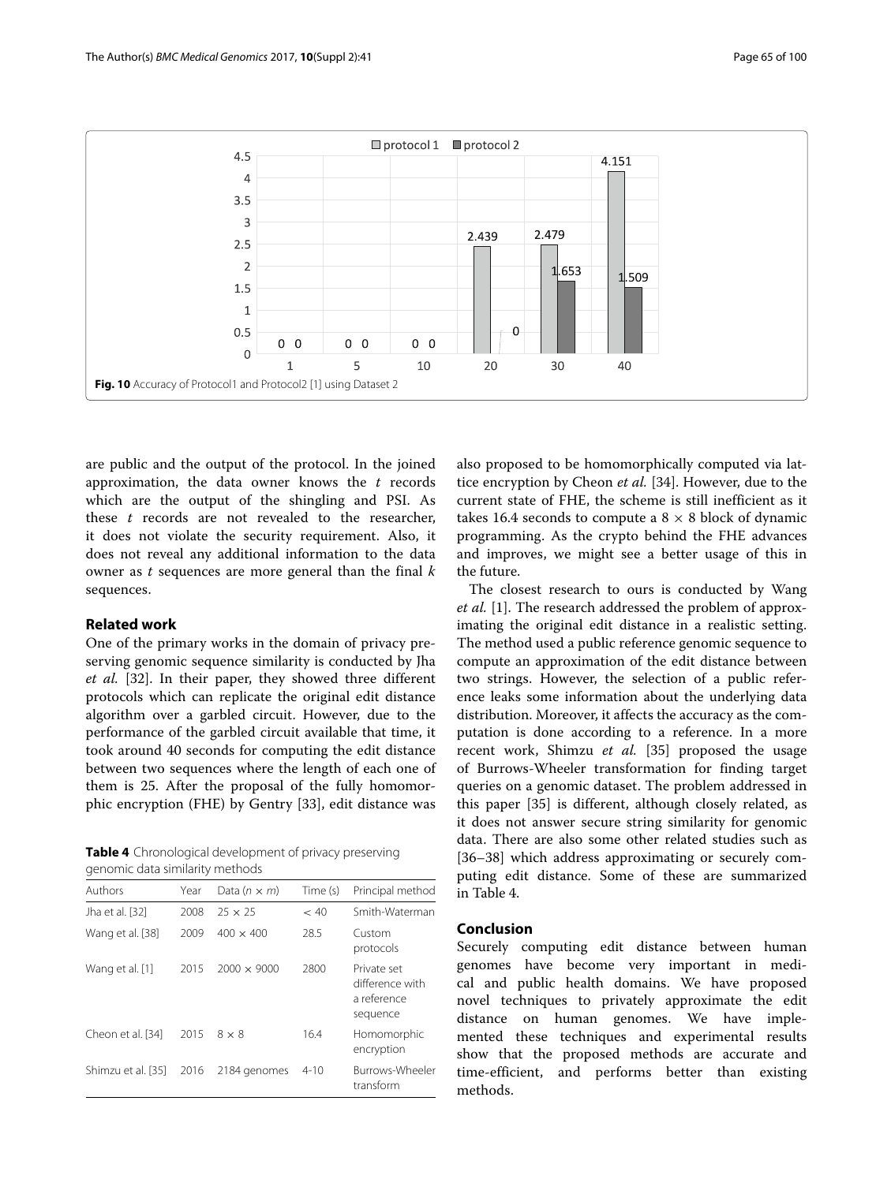protocol 1 protocol 2

4.5
4
3.5
3
2.5
2
1.5
1
0.5
0

0 0 0 0 0 0 2.439 0 2.479 1.653 4.151 1.509

1 5 10 20 30 40

**Fig. 10** Accuracy of Protocol1 and Protocol2 [1] using Dataset 2

are public and the output of the protocol. In the joined approximation, the data owner knows the $t$ records which are the output of the shingling and PSI. As these $t$ records are not revealed to the researcher, it does not violate the security requirement. Also, it does not reveal any additional information to the data owner as $t$ sequences are more general than the final $k$ sequences.

## Related work

One of the primary works in the domain of privacy preserving genomic sequence similarity is conducted by Jha *et al.* [32]. In their paper, they showed three different protocols which can replicate the original edit distance algorithm over a garbled circuit. However, due to the performance of the garbled circuit available that time, it took around 40 seconds for computing the edit distance between two sequences where the length of each one of them is 25. After the proposal of the fully homomorphic encryption (FHE) by Gentry [33], edit distance was also proposed to be homomorphically computed via lattice encryption by Cheon *et al.* [34]. However, due to the current state of FHE, the scheme is still inefficient as it takes 16.4 seconds to compute a $8 \times 8$ block of dynamic programming. As the crypto behind the FHE advances and improves, we might see a better usage of this in the future.

The closest research to ours is conducted by Wang *et al.* [1]. The research addressed the problem of approximating the original edit distance in a realistic setting. The method used a public reference genomic sequence to compute an approximation of the edit distance between two strings. However, the selection of a public reference leaks some information about the underlying data distribution. Moreover, it affects the accuracy as the computation is done according to a reference. In a more recent work, Shimzu *et al.* [35] proposed the usage of Burrows-Wheeler transformation for finding target queries on a genomic dataset. The problem addressed in this paper [35] is different, although closely related, as it does not answer secure string similarity for genomic data. There are also some other related studies such as [36–38] which address approximating or securely computing edit distance. Some of these are summarized in Table 4.

**Table 4** Chronological development of privacy preserving genomic data similarity methods

| Authors | Year | Data ($n \times m$) | Time (s) | Principal method |
|---|---|---|---|---|
| Jha et al. [32] | 2008 | $25 \times 25$ | $< 40$ | Smith-Waterman |
| Wang et al. [38] | 2009 | $400 \times 400$ | 28.5 | Custom protocols |
| Wang et al. [1] | 2015 | $2000 \times 9000$ | 2800 | Private set difference with a reference sequence |
| Cheon et al. [34] | 2015 | $8 \times 8$ | 16.4 | Homomorphic encryption |
| Shimzu et al. [35] | 2016 | 2184 genomes | 4-10 | Burrows-Wheeler transform |

## Conclusion

Securely computing edit distance between human genomes have become very important in medical and public health domains. We have proposed novel techniques to privately approximate the edit distance on human genomes. We have implemented these techniques and experimental results show that the proposed methods are accurate and time-efficient, and performs better than existing methods.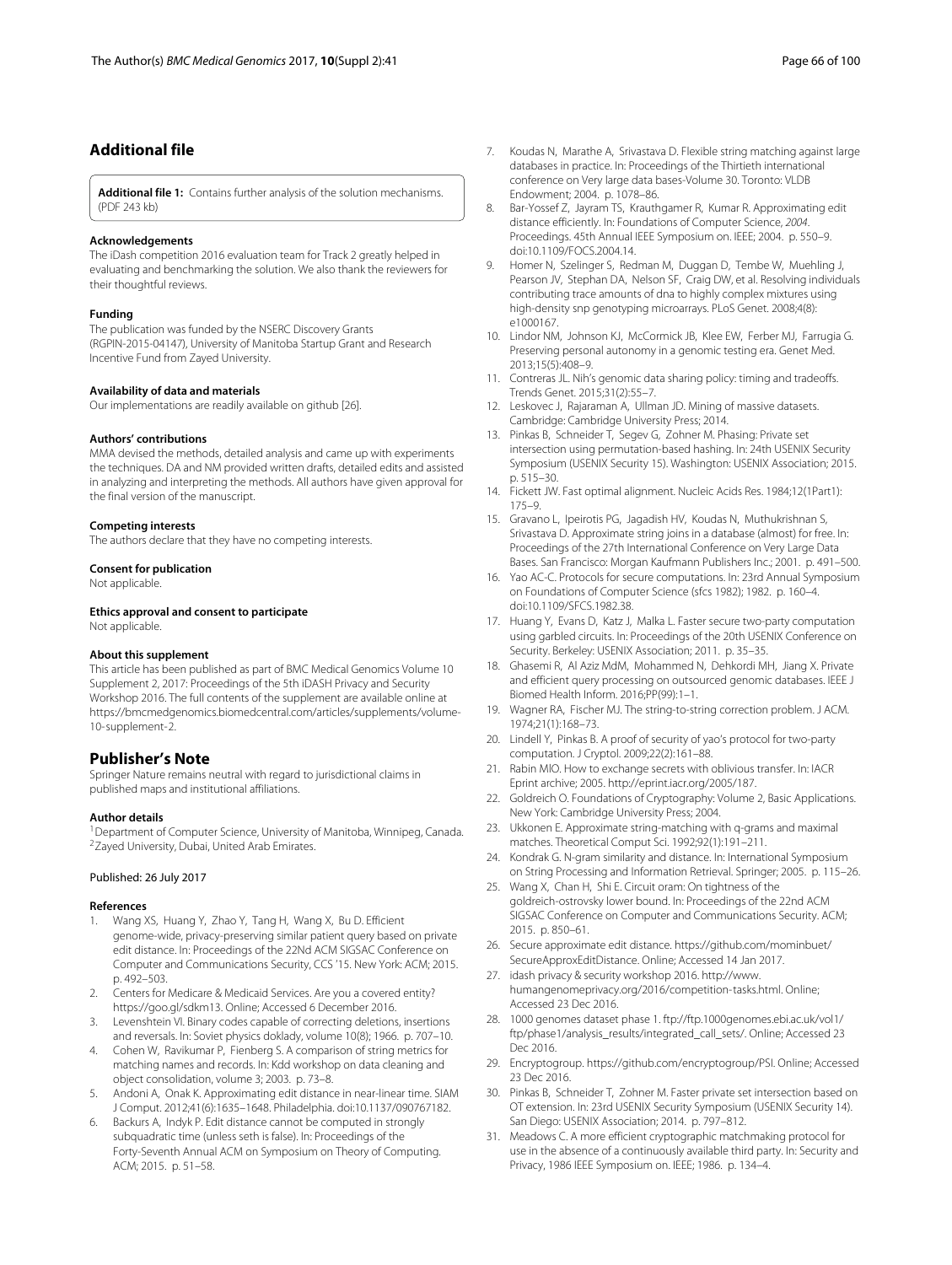## Additional file

**Additional file 1:** Contains further analysis of the solution mechanisms. (PDF 243 kb)

#### Acknowledgements

The iDash competition 2016 evaluation team for Track 2 greatly helped in evaluating and benchmarking the solution. We also thank the reviewers for their thoughtful reviews.

#### Funding

The publication was funded by the NSERC Discovery Grants (RGPIN-2015-04147), University of Manitoba Startup Grant and Research Incentive Fund from Zayed University.

#### Availability of data and materials

Our implementations are readily available on github [26].

#### Authors' contributions

MMA devised the methods, detailed analysis and came up with experiments the techniques. DA and NM provided written drafts, detailed edits and assisted in analyzing and interpreting the methods. All authors have given approval for the final version of the manuscript.

#### Competing interests

The authors declare that they have no competing interests.

#### Consent for publication

Not applicable.

#### Ethics approval and consent to participate

Not applicable.

#### About this supplement

This article has been published as part of BMC Medical Genomics Volume 10 Supplement 2, 2017: Proceedings of the 5th iDASH Privacy and Security Workshop 2016. The full contents of the supplement are available online at https://bmcmedgenomics.biomedcentral.com/articles/supplements/volume-10-supplement-2.

## Publisher's Note

Springer Nature remains neutral with regard to jurisdictional claims in published maps and institutional affiliations.

#### Author details

[1]Department of Computer Science, University of Manitoba, Winnipeg, Canada. [2]Zayed University, Dubai, United Arab Emirates.

Published: 26 July 2017

#### References

1. Wang XS, Huang Y, Zhao Y, Tang H, Wang X, Bu D. Efficient genome-wide, privacy-preserving similar patient query based on private edit distance. In: Proceedings of the 22Nd ACM SIGSAC Conference on Computer and Communications Security, CCS '15. New York: ACM; 2015. p. 492–503.
2. Centers for Medicare & Medicaid Services. Are you a covered entity? https://goo.gl/sdkm13. Online; Accessed 6 December 2016.
3. Levenshtein VI. Binary codes capable of correcting deletions, insertions and reversals. In: Soviet physics doklady, volume 10(8); 1966. p. 707–10.
4. Cohen W, Ravikumar P, Fienberg S. A comparison of string metrics for matching names and records. In: Kdd workshop on data cleaning and object consolidation, volume 3; 2003. p. 73–8.
5. Andoni A, Onak K. Approximating edit distance in near-linear time. SIAM J Comput. 2012;41(6):1635–1648. Philadelphia. doi:10.1137/090767182.
6. Backurs A, Indyk P. Edit distance cannot be computed in strongly subquadratic time (unless seth is false). In: Proceedings of the Forty-Seventh Annual ACM on Symposium on Theory of Computing. ACM; 2015. p. 51–58.
7. Koudas N, Marathe A, Srivastava D. Flexible string matching against large databases in practice. In: Proceedings of the Thirtieth international conference on Very large data bases-Volume 30. Toronto: VLDB Endowment; 2004. p. 1078–86.
8. Bar-Yossef Z, Jayram TS, Krauthgamer R, Kumar R. Approximating edit distance efficiently. In: Foundations of Computer Science, *2004*. Proceedings. 45th Annual IEEE Symposium on. IEEE; 2004. p. 550–9. doi:10.1109/FOCS.2004.14.
9. Homer N, Szelinger S, Redman M, Duggan D, Tembe W, Muehling J, Pearson JV, Stephan DA, Nelson SF, Craig DW, et al. Resolving individuals contributing trace amounts of dna to highly complex mixtures using high-density snp genotyping microarrays. PLoS Genet. 2008;4(8): e1000167.
10. Lindor NM, Johnson KJ, McCormick JB, Klee EW, Ferber MJ, Farrugia G. Preserving personal autonomy in a genomic testing era. Genet Med. 2013;15(5):408–9.
11. Contreras JL. Nih's genomic data sharing policy: timing and tradeoffs. Trends Genet. 2015;31(2):55–7.
12. Leskovec J, Rajaraman A, Ullman JD. Mining of massive datasets. Cambridge: Cambridge University Press; 2014.
13. Pinkas B, Schneider T, Segev G, Zohner M. Phasing: Private set intersection using permutation-based hashing. In: 24th USENIX Security Symposium (USENIX Security 15). Washington: USENIX Association; 2015. p. 515–30.
14. Fickett JW. Fast optimal alignment. Nucleic Acids Res. 1984;12(1Part1): 175–9.
15. Gravano L, Ipeirotis PG, Jagadish HV, Koudas N, Muthukrishnan S, Srivastava D. Approximate string joins in a database (almost) for free. In: Proceedings of the 27th International Conference on Very Large Data Bases. San Francisco: Morgan Kaufmann Publishers Inc.; 2001. p. 491–500.
16. Yao AC-C. Protocols for secure computations. In: 23rd Annual Symposium on Foundations of Computer Science (sfcs 1982); 1982. p. 160–4. doi:10.1109/SFCS.1982.38.
17. Huang Y, Evans D, Katz J, Malka L. Faster secure two-party computation using garbled circuits. In: Proceedings of the 20th USENIX Conference on Security. Berkeley: USENIX Association; 2011. p. 35–35.
18. Ghasemi R, Al Aziz MdM, Mohammed N, Dehkordi MH, Jiang X. Private and efficient query processing on outsourced genomic databases. IEEE J Biomed Health Inform. 2016;PP(99):1–1.
19. Wagner RA, Fischer MJ. The string-to-string correction problem. J ACM. 1974;21(1):168–73.
20. Lindell Y, Pinkas B. A proof of security of yao's protocol for two-party computation. J Cryptol. 2009;22(2):161–88.
21. Rabin MIO. How to exchange secrets with oblivious transfer. In: IACR Eprint archive; 2005. http://eprint.iacr.org/2005/187.
22. Goldreich O. Foundations of Cryptography: Volume 2, Basic Applications. New York: Cambridge University Press; 2004.
23. Ukkonen E. Approximate string-matching with q-grams and maximal matches. Theoretical Comput Sci. 1992;92(1):191–211.
24. Kondrak G. N-gram similarity and distance. In: International Symposium on String Processing and Information Retrieval. Springer; 2005. p. 115–26.
25. Wang X, Chan H, Shi E. Circuit oram: On tightness of the goldreich-ostrovsky lower bound. In: Proceedings of the 22nd ACM SIGSAC Conference on Computer and Communications Security. ACM; 2015. p. 850–61.
26. Secure approximate edit distance. https://github.com/mominbuet/SecureApproxEditDistance. Online; Accessed 14 Jan 2017.
27. idash privacy & security workshop 2016. http://www.humangenomeprivacy.org/2016/competition-tasks.html. Online; Accessed 23 Dec 2016.
28. 1000 genomes dataset phase 1. ftp://ftp.1000genomes.ebi.ac.uk/vol1/ftp/phase1/analysis_results/integrated_call_sets/. Online; Accessed 23 Dec 2016.
29. Encryptogroup. https://github.com/encryptogroup/PSI. Online; Accessed 23 Dec 2016.
30. Pinkas B, Schneider T, Zohner M. Faster private set intersection based on OT extension. In: 23rd USENIX Security Symposium (USENIX Security 14). San Diego: USENIX Association; 2014. p. 797–812.
31. Meadows C. A more efficient cryptographic matchmaking protocol for use in the absence of a continuously available third party. In: Security and Privacy, 1986 IEEE Symposium on. IEEE; 1986. p. 134–4.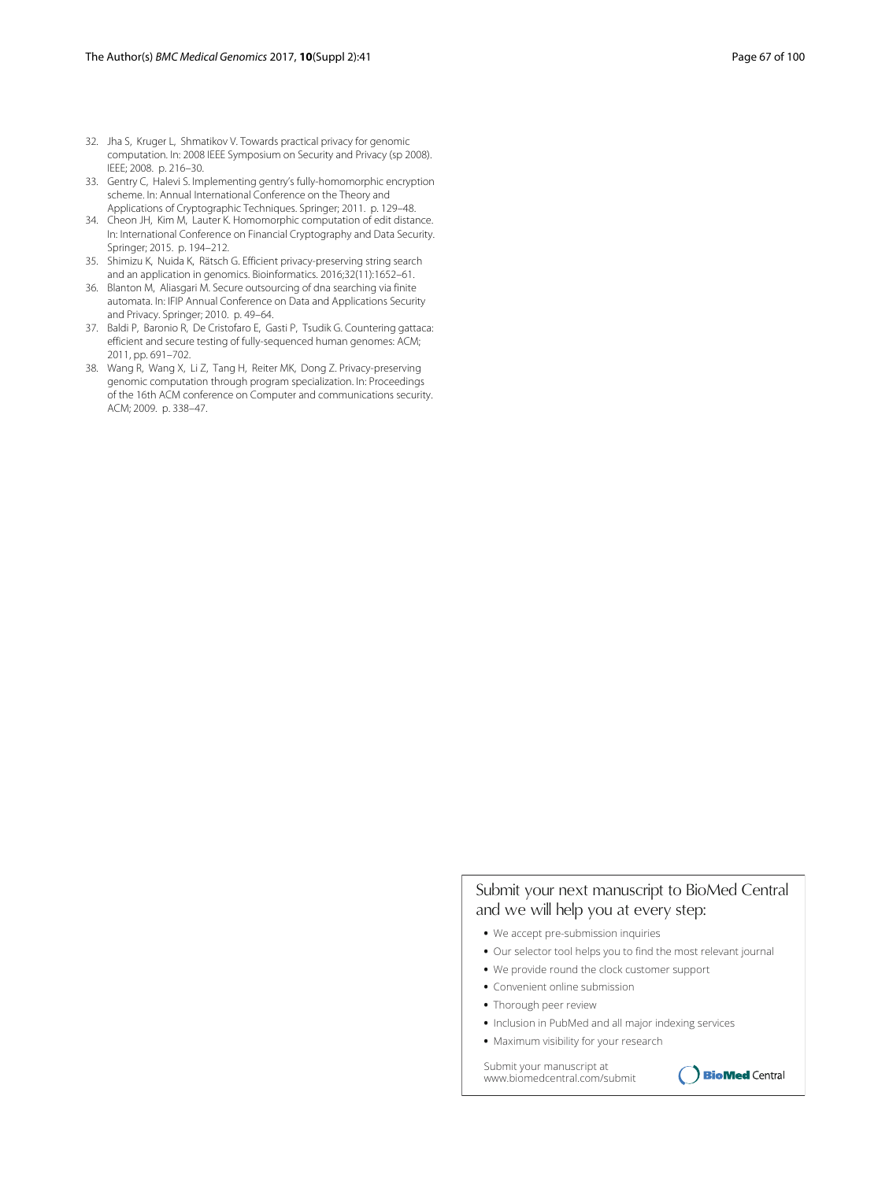32. Jha S, Kruger L, Shmatikov V. Towards practical privacy for genomic computation. In: 2008 IEEE Symposium on Security and Privacy (sp 2008). IEEE; 2008. p. 216–30.
33. Gentry C, Halevi S. Implementing gentry's fully-homomorphic encryption scheme. In: Annual International Conference on the Theory and Applications of Cryptographic Techniques. Springer; 2011. p. 129–48.
34. Cheon JH, Kim M, Lauter K. Homomorphic computation of edit distance. In: International Conference on Financial Cryptography and Data Security. Springer; 2015. p. 194–212.
35. Shimizu K, Nuida K, Rätsch G. Efficient privacy-preserving string search and an application in genomics. Bioinformatics. 2016;32(11):1652–61.
36. Blanton M, Aliasgari M. Secure outsourcing of dna searching via finite automata. In: IFIP Annual Conference on Data and Applications Security and Privacy. Springer; 2010. p. 49–64.
37. Baldi P, Baronio R, De Cristofaro E, Gasti P, Tsudik G. Countering gattaca: efficient and secure testing of fully-sequenced human genomes: ACM; 2011, pp. 691–702.
38. Wang R, Wang X, Li Z, Tang H, Reiter MK, Dong Z. Privacy-preserving genomic computation through program specialization. In: Proceedings of the 16th ACM conference on Computer and communications security. ACM; 2009. p. 338–47.

Submit your next manuscript to BioMed Central and we will help you at every step:

- We accept pre-submission inquiries
- Our selector tool helps you to find the most relevant journal
- We provide round the clock customer support
- Convenient online submission
- Thorough peer review
- Inclusion in PubMed and all major indexing services
- Maximum visibility for your research

Submit your manuscript at www.biomedcentral.com/submit

BioMed Central